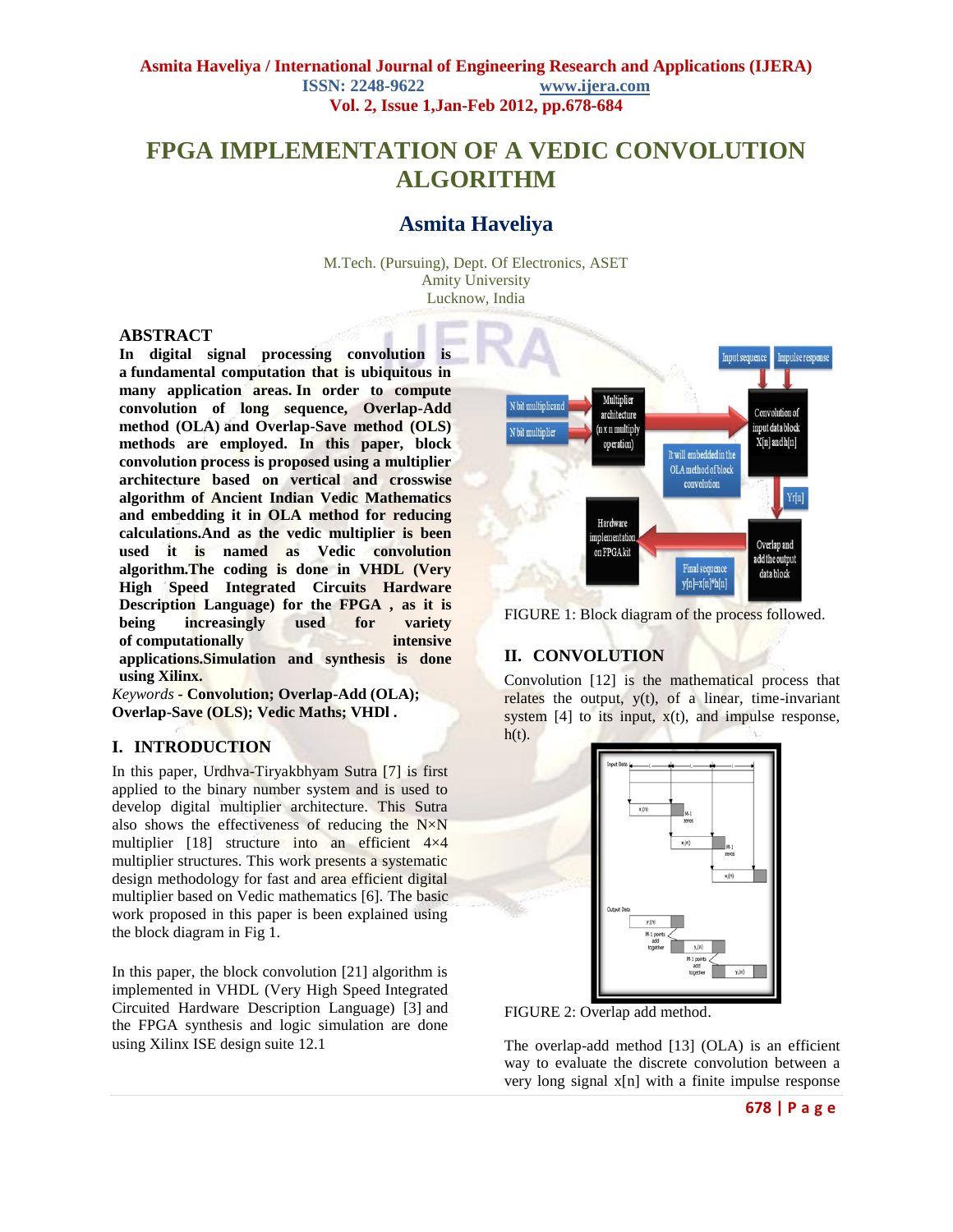# FPGA IMPLEMENTATION OF A VEDIC CONVOLUTION ALGORITHM

## Asmita Haveliya

M.Tech. (Pursuing), Dept. Of Electronics, ASET
Amity University
Lucknow, India

### ABSTRACT

**In digital signal processing convolution is a fundamental computation that is ubiquitous in many application areas. In order to compute convolution of long sequence, Overlap-Add method (OLA) and Overlap-Save method (OLS) methods are employed. In this paper, block convolution process is proposed using a multiplier architecture based on vertical and crosswise algorithm of Ancient Indian Vedic Mathematics and embedding it in OLA method for reducing calculations.And as the vedic multiplier has been used it is named as Vedic convolution algorithm.The coding is done in VHDL (Very High Speed Integrated Circuits Hardware Description Language) for the FPGA , as it is being increasingly used for variety of computationally intensive applications.Simulation and synthesis is done using Xilinx.**

*Keywords* - **Convolution; Overlap-Add (OLA); Overlap-Save (OLS); Vedic Maths; VHDl .**

## I. INTRODUCTION

In this paper, Urdhva-Tiryakbhyam Sutra [7] is first applied to the binary number system and is used to develop digital multiplier architecture. This Sutra also shows the effectiveness of reducing the N×N multiplier [18] structure into an efficient 4×4 multiplier structures. This work presents a systematic design methodology for fast and area efficient digital multiplier based on Vedic mathematics [6]. The basic work proposed in this paper is been explained using the block diagram in Fig 1.

In this paper, the block convolution [21] algorithm is implemented in VHDL (Very High Speed Integrated Circuited Hardware Description Language) [3] and the FPGA synthesis and logic simulation are done using Xilinx ISE design suite 12.1

Input sequence
Impulse response
N bit multiplicand
N bit multiplier
Multiplier architecture (n x n multiply operation)
Convolution of input data block X[n] and h[n]
It will embedded in the OLA method of block convolution
Yr[n]
Hardware implementation on FPGA kit
Final sequence y[n]=x[n]*h[n]
Overlap and add the output data block

FIGURE 1: Block diagram of the process followed.

## II. CONVOLUTION

Convolution [12] is the mathematical process that relates the output, y(t), of a linear, time-invariant system [4] to its input, x(t), and impulse response, h(t).

Input Data
x(n)
M-1 zeros
x(n)
M-1 zeros
x(n)
Output Data
y(n)
M-1 points add together
y(n)
M-1 points add together
y(n)

FIGURE 2: Overlap add method.

The overlap-add method [13] (OLA) is an efficient way to evaluate the discrete convolution between a very long signal x[n] with a finite impulse response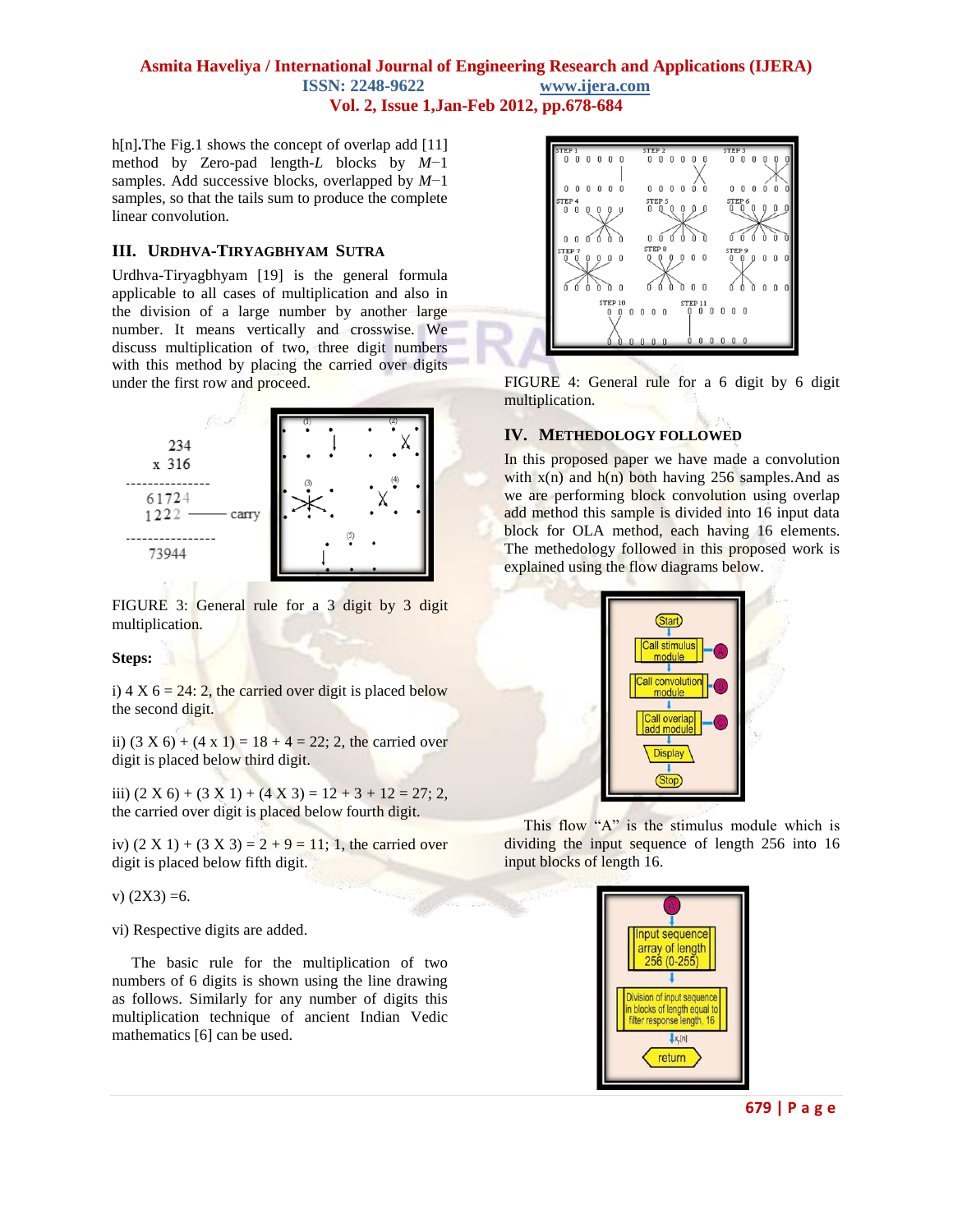h[n]**.**The Fig.1 shows the concept of overlap add [11] method by Zero-pad length-*L* blocks by *M*−1 samples. Add successive blocks, overlapped by *M*−1 samples, so that the tails sum to produce the complete linear convolution.

## III. URDHVA-TIRYAGBHYAM SUTRA

Urdhva-Tiryagbhyam [19] is the general formula applicable to all cases of multiplication and also in the division of a large number by another large number. It means vertically and crosswise. We discuss multiplication of two, three digit numbers with this method by placing the carried over digits under the first row and proceed.

234
x 316
61724
1222 —— carry
73944

FIGURE 3: General rule for a 3 digit by 3 digit multiplication.

**Steps:**

i) 4 X 6 = 24: 2, the carried over digit is placed below the second digit.

ii) (3 X 6) + (4 x 1) = 18 + 4 = 22; 2, the carried over digit is placed below third digit.

iii) (2 X 6) + (3 X 1) + (4 X 3) = 12 + 3 + 12 = 27; 2, the carried over digit is placed below fourth digit.

iv) (2 X 1) + (3 X 3) = 2 + 9 = 11; 1, the carried over digit is placed below fifth digit.

v) (2X3) =6.

vi) Respective digits are added.

The basic rule for the multiplication of two numbers of 6 digits is shown using the line drawing as follows. Similarly for any number of digits this multiplication technique of ancient Indian Vedic mathematics [6] can be used.

FIGURE 4: General rule for a 6 digit by 6 digit multiplication.

## IV. METHEDOLOGY FOLLOWED

In this proposed paper we have made a convolution with x(n) and h(n) both having 256 samples.And as we are performing block convolution using overlap add method this sample is divided into 16 input data block for OLA method, each having 16 elements. The methedology followed in this proposed work is explained using the flow diagrams below.

Start
Call stimulus module — A
Call convolution module — B
Call overlap add module — C
Display
Stop

This flow "A" is the stimulus module which is dividing the input sequence of length 256 into 16 input blocks of length 16.

A
Input sequence array of length 256 (0-255)
Division of input sequence in blocks of length equal to filter response length, 16
$x_i[n]$
return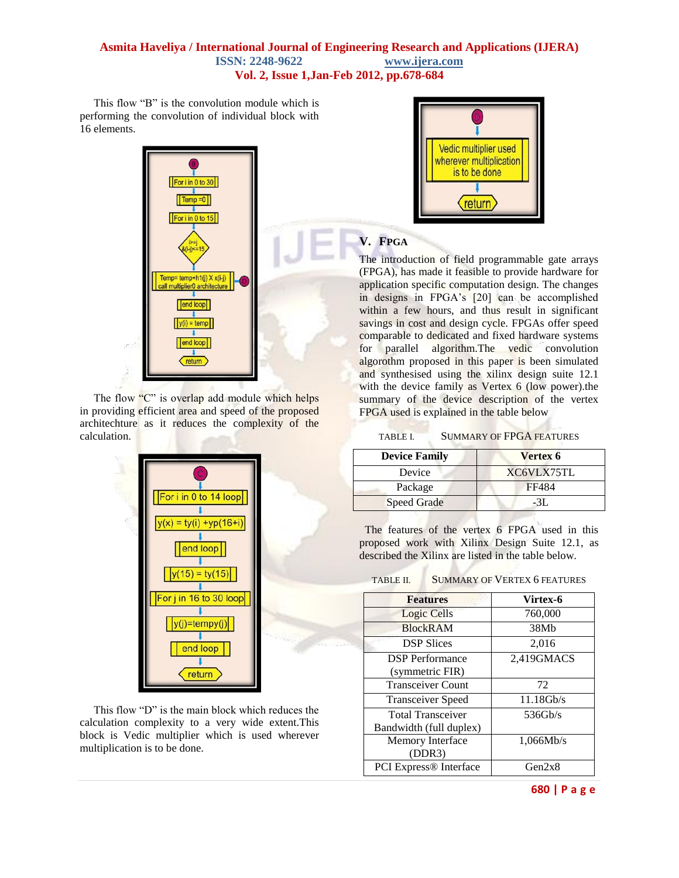This flow "B" is the convolution module which is performing the convolution of individual block with 16 elements.

The flow "C" is overlap add module which helps in providing efficient area and speed of the proposed architechture as it reduces the complexity of the calculation.

This flow "D" is the main block which reduces the calculation complexity to a very wide extent.This block is Vedic multiplier which is used wherever multiplication is to be done.

## V. FPGA

The introduction of field programmable gate arrays (FPGA), has made it feasible to provide hardware for application specific computation design. The changes in designs in FPGA's [20] can be accomplished within a few hours, and thus result in significant savings in cost and design cycle. FPGAs offer speed comparable to dedicated and fixed hardware systems for parallel algorithm.The vedic convolution algorothm proposed in this paper is been simulated and synthesised using the xilinx design suite 12.1 with the device family as Vertex 6 (low power).the summary of the device description of the vertex FPGA used is explained in the table below

TABLE I. SUMMARY OF FPGA FEATURES

| Device Family | Vertex 6 |
|---|---|
| Device | XC6VLX75TL |
| Package | FF484 |
| Speed Grade | -3L |

The features of the vertex 6 FPGA used in this proposed work with Xilinx Design Suite 12.1, as described the Xilinx are listed in the table below.

TABLE II. SUMMARY OF VERTEX 6 FEATURES

| Features | Virtex-6 |
|---|---|
| Logic Cells | 760,000 |
| BlockRAM | 38Mb |
| DSP Slices | 2,016 |
| DSP Performance (symmetric FIR) | 2,419GMACS |
| Transceiver Count | 72 |
| Transceiver Speed | 11.18Gb/s |
| Total Transceiver Bandwidth (full duplex) | 536Gb/s |
| Memory Interface (DDR3) | 1,066Mb/s |
| PCI Express® Interface | Gen2x8 |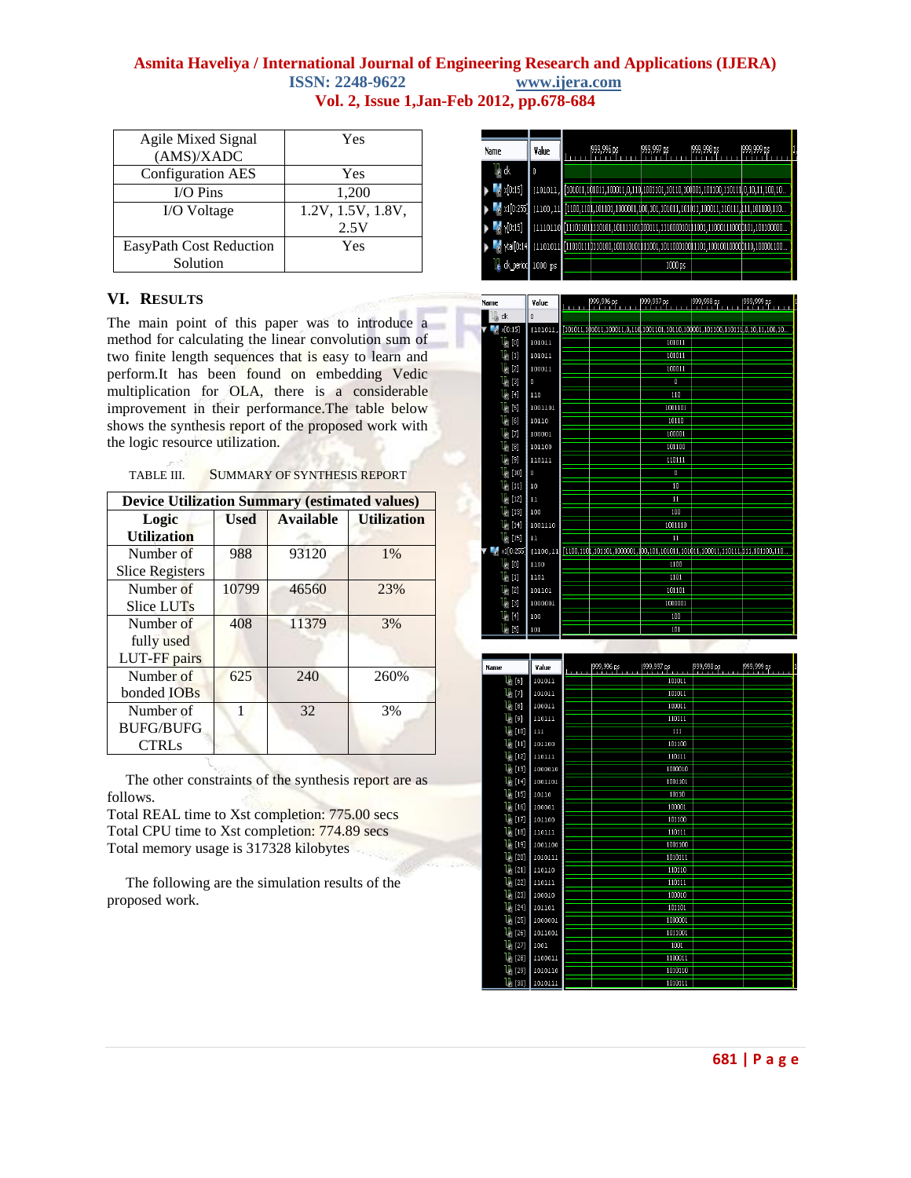| | |
|---|---|
| Agile Mixed Signal (AMS)/XADC | Yes |
| Configuration AES | Yes |
| I/O Pins | 1,200 |
| I/O Voltage | 1.2V, 1.5V, 1.8V, 2.5V |
| EasyPath Cost Reduction Solution | Yes |

## VI. RESULTS

The main point of this paper was to introduce a method for calculating the linear convolution sum of two finite length sequences that is easy to learn and perform.It has been found on embedding Vedic multiplication for OLA, there is a considerable improvement in their performance.The table below shows the synthesis report of the proposed work with the logic resource utilization.

TABLE III. SUMMARY OF SYNTHESIS REPORT

| Device Utilization Summary (estimated values) | | | |
|---|---|---|---|
| **Logic Utilization** | **Used** | **Available** | **Utilization** |
| Number of Slice Registers | 988 | 93120 | 1% |
| Number of Slice LUTs | 10799 | 46560 | 23% |
| Number of fully used LUT-FF pairs | 408 | 11379 | 3% |
| Number of bonded IOBs | 625 | 240 | 260% |
| Number of BUFG/BUFG CTRLs | 1 | 32 | 3% |

The other constraints of the synthesis report are as follows.

Total REAL time to Xst completion: 775.00 secs

Total CPU time to Xst completion: 774.89 secs

Total memory usage is 317328 kilobytes

The following are the simulation results of the proposed work.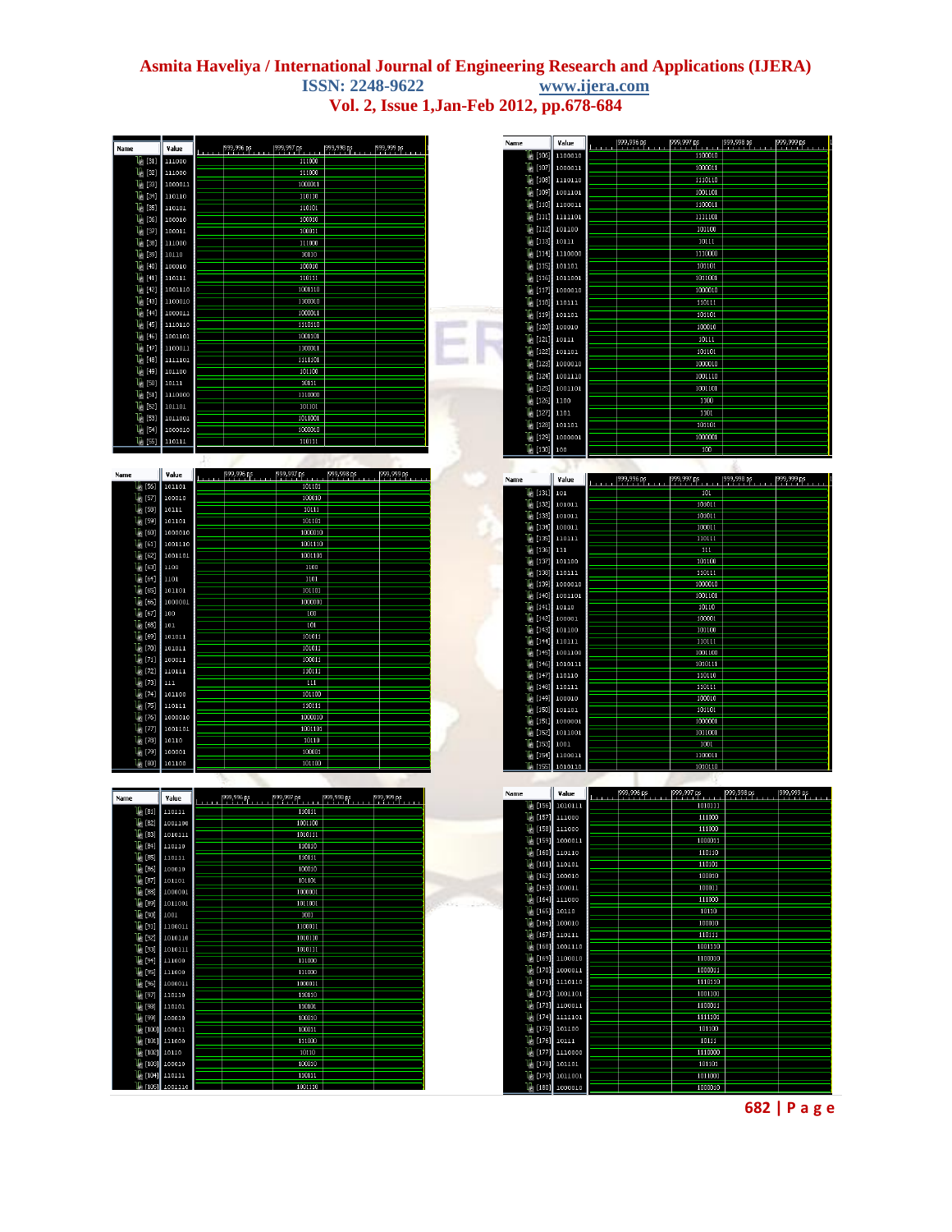Name
Value
999,996 ps
999,997 ps
999,998 ps
999,999 ps

[31] 111000
[32] 111000
[33] 1000011
[34] 110110
[35] 110101
[36] 100010
[37] 100011
[38] 111000
[39] 10110
[40] 100010
[41] 110111
[42] 1001110
[43] 1100010
[44] 1000011
[45] 1110110
[46] 1001101
[47] 1100011
[48] 1111101
[49] 101100
[50] 10111
[51] 1110000
[52] 101101
[53] 1011001
[54] 1000010
[55] 110111

Name
Value
999,996 ps
999,997 ps
999,998 ps
999,999 ps

[56] 101101
[57] 100010
[58] 10111
[59] 101101
[60] 1000010
[61] 1001110
[62] 1001101
[63] 1100
[64] 1101
[65] 101101
[66] 1000001
[67] 100
[68] 101
[69] 101011
[70] 101011
[71] 100011
[72] 110111
[73] 111
[74] 101100
[75] 110111
[76] 1000010
[77] 1001101
[78] 10110
[79] 100001
[80] 101100

Name
Value
999,996 ps
999,997 ps
999,998 ps
999,999 ps

[81] 110111
[82] 1001100
[83] 1010111
[84] 110110
[85] 110111
[86] 100010
[87] 101101
[88] 1000001
[89] 1011001
[90] 1001
[91] 1100011
[92] 1010110
[93] 1010111
[94] 111000
[95] 111000
[96] 1000011
[97] 110110
[98] 110101
[99] 100010
[100] 100011
[101] 111000
[102] 10110
[103] 100010
[104] 110111
[105] 1001110

Name
Value
999,996 ps
999,997 ps
999,998 ps
999,999 ps

[106] 1100010
[107] 1000011
[108] 1110110
[109] 1001101
[110] 1100011
[111] 1111101
[112] 101100
[113] 10111
[114] 1110000
[115] 101101
[116] 1011001
[117] 1000010
[118] 110111
[119] 101101
[120] 100010
[121] 10111
[122] 101101
[123] 1000010
[124] 1001110
[125] 1001101
[126] 1100
[127] 1101
[128] 101101
[129] 1000001
[130] 100

Name
Value
999,996 ps
999,997 ps
999,998 ps
999,999 ps

[131] 101
[132] 101011
[133] 101011
[134] 100011
[135] 110111
[136] 111
[137] 101100
[138] 110111
[139] 1000010
[140] 1001101
[141] 10110
[142] 100001
[143] 101100
[144] 110111
[145] 1001100
[146] 1010111
[147] 110110
[148] 110111
[149] 100010
[150] 101101
[151] 1000001
[152] 1011001
[153] 1001
[154] 1100011
[155] 1010110

Name
Value
999,996 ps
999,997 ps
999,998 ps
999,999 ps

[156] 1010111
[157] 111000
[158] 111000
[159] 1000011
[160] 110110
[161] 110101
[162] 100010
[163] 100011
[164] 111000
[165] 10110
[166] 100010
[167] 110111
[168] 1001110
[169] 1100010
[170] 1000011
[171] 1110110
[172] 1001101
[173] 1100011
[174] 1111101
[175] 101100
[176] 10111
[177] 1110000
[178] 101101
[179] 1011001
[180] 1000010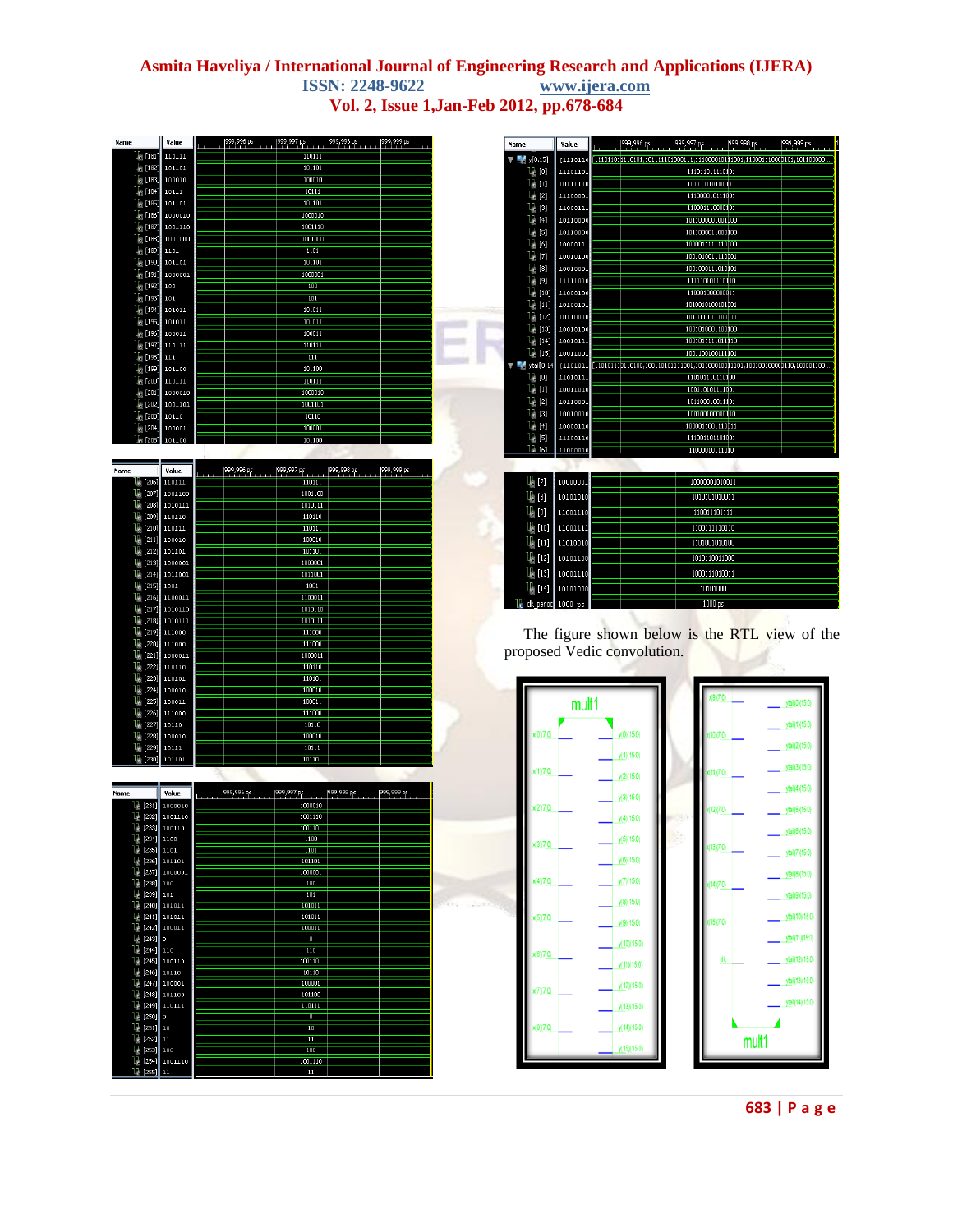The figure shown below is the RTL view of the proposed Vedic convolution.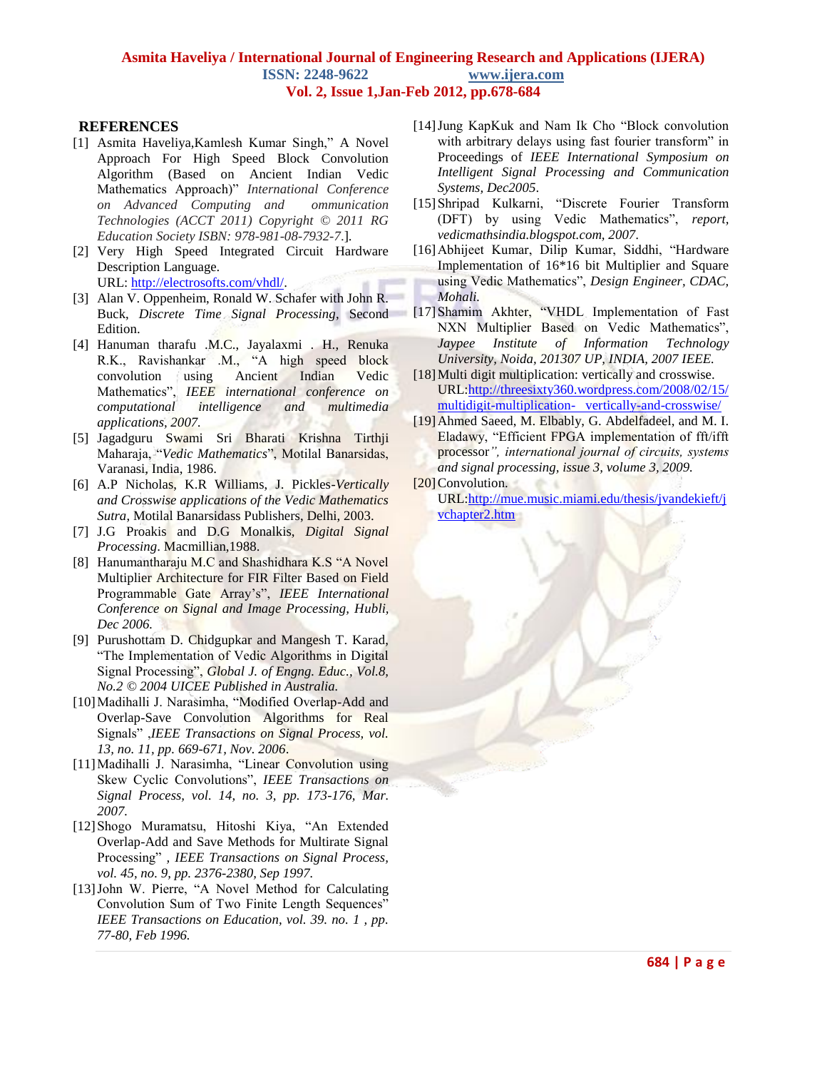## REFERENCES

[1] Asmita Haveliya,Kamlesh Kumar Singh," A Novel Approach For High Speed Block Convolution Algorithm (Based on Ancient Indian Vedic Mathematics Approach)" *International Conference on Advanced Computing and ommunication Technologies (ACCT 2011) Copyright © 2011 RG Education Society ISBN: 978-981-08-7932-7.*].

[2] Very High Speed Integrated Circuit Hardware Description Language. URL: http://electrosofts.com/vhdl/.

[3] Alan V. Oppenheim, Ronald W. Schafer with John R. Buck, *Discrete Time Signal Processing*, Second Edition.

[4] Hanuman tharafu .M.C., Jayalaxmi . H., Renuka R.K., Ravishankar .M., "A high speed block convolution using Ancient Indian Vedic Mathematics", *IEEE international conference on computational intelligence and multimedia applications, 2007.*

[5] Jagadguru Swami Sri Bharati Krishna Tirthji Maharaja, "*Vedic Mathematics*", Motilal Banarsidas, Varanasi, India, 1986.

[6] A.P Nicholas, K.R Williams, J. Pickles-*Vertically and Crosswise applications of the Vedic Mathematics Sutra*, Motilal Banarsidass Publishers, Delhi, 2003.

[7] J.G Proakis and D.G Monalkis, *Digital Signal Processing*. Macmillian,1988.

[8] Hanumantharaju M.C and Shashidhara K.S "A Novel Multiplier Architecture for FIR Filter Based on Field Programmable Gate Array's", *IEEE International Conference on Signal and Image Processing, Hubli, Dec 2006.*

[9] Purushottam D. Chidgupkar and Mangesh T. Karad, "The Implementation of Vedic Algorithms in Digital Signal Processing", *Global J. of Engng. Educ., Vol.8, No.2 © 2004 UICEE Published in Australia.*

[10] Madihalli J. Narasimha, "Modified Overlap-Add and Overlap-Save Convolution Algorithms for Real Signals" ,*IEEE Transactions on Signal Process, vol. 13, no. 11, pp. 669-671, Nov. 2006*.

[11] Madihalli J. Narasimha, "Linear Convolution using Skew Cyclic Convolutions", *IEEE Transactions on Signal Process, vol. 14, no. 3, pp. 173-176, Mar. 2007.*

[12] Shogo Muramatsu, Hitoshi Kiya, "An Extended Overlap-Add and Save Methods for Multirate Signal Processing" *, IEEE Transactions on Signal Process, vol. 45, no. 9, pp. 2376-2380, Sep 1997.*

[13] John W. Pierre, "A Novel Method for Calculating Convolution Sum of Two Finite Length Sequences" *IEEE Transactions on Education, vol. 39. no. 1 , pp. 77-80, Feb 1996.*

[14] Jung KapKuk and Nam Ik Cho "Block convolution with arbitrary delays using fast fourier transform" in Proceedings of *IEEE International Symposium on Intelligent Signal Processing and Communication Systems, Dec2005*.

[15] Shripad Kulkarni, "Discrete Fourier Transform (DFT) by using Vedic Mathematics", *report, vedicmathsindia.blogspot.com, 2007*.

[16] Abhijeet Kumar, Dilip Kumar, Siddhi, "Hardware Implementation of 16*16 bit Multiplier and Square using Vedic Mathematics", *Design Engineer, CDAC, Mohali.*

[17] Shamim Akhter, "VHDL Implementation of Fast NXN Multiplier Based on Vedic Mathematics", *Jaypee Institute of Information Technology University, Noida, 201307 UP, INDIA, 2007 IEEE.*

[18] Multi digit multiplication: vertically and crosswise. URL:http://threesixty360.wordpress.com/2008/02/15/multidigit-multiplication- vertically-and-crosswise/

[19] Ahmed Saeed, M. Elbably, G. Abdelfadeel, and M. I. Eladawy, "Efficient FPGA implementation of fft/ifft processor*", international journal of circuits, systems and signal processing, issue 3, volume 3, 2009.*

[20] Convolution. URL:http://mue.music.miami.edu/thesis/jvandekieft/jvchapter2.htm